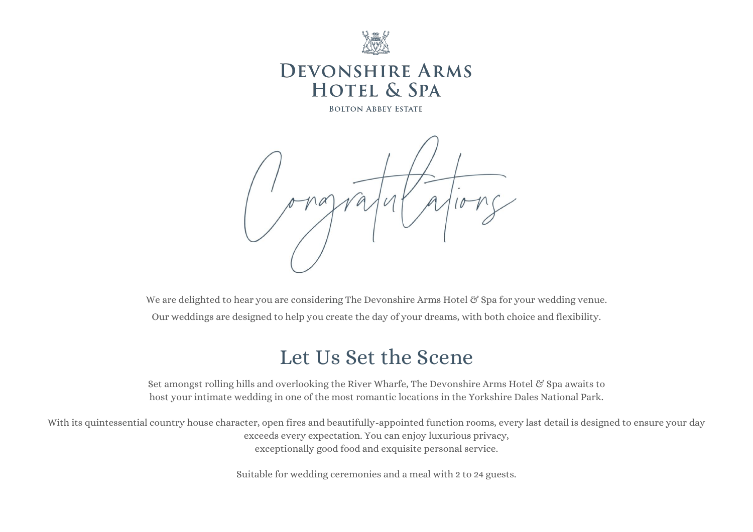DEVONSHIRE ARMS
HOTEL & SPA

BOLTON ABBEY ESTATE

# Congratulations

We are delighted to hear you are considering The Devonshire Arms Hotel & Spa for your wedding venue.
Our weddings are designed to help you create the day of your dreams, with both choice and flexibility.

## Let Us Set the Scene

Set amongst rolling hills and overlooking the River Wharfe, The Devonshire Arms Hotel & Spa awaits to host your intimate wedding in one of the most romantic locations in the Yorkshire Dales National Park.

With its quintessential country house character, open fires and beautifully-appointed function rooms, every last detail is designed to ensure your day exceeds every expectation. You can enjoy luxurious privacy, exceptionally good food and exquisite personal service.

Suitable for wedding ceremonies and a meal with 2 to 24 guests.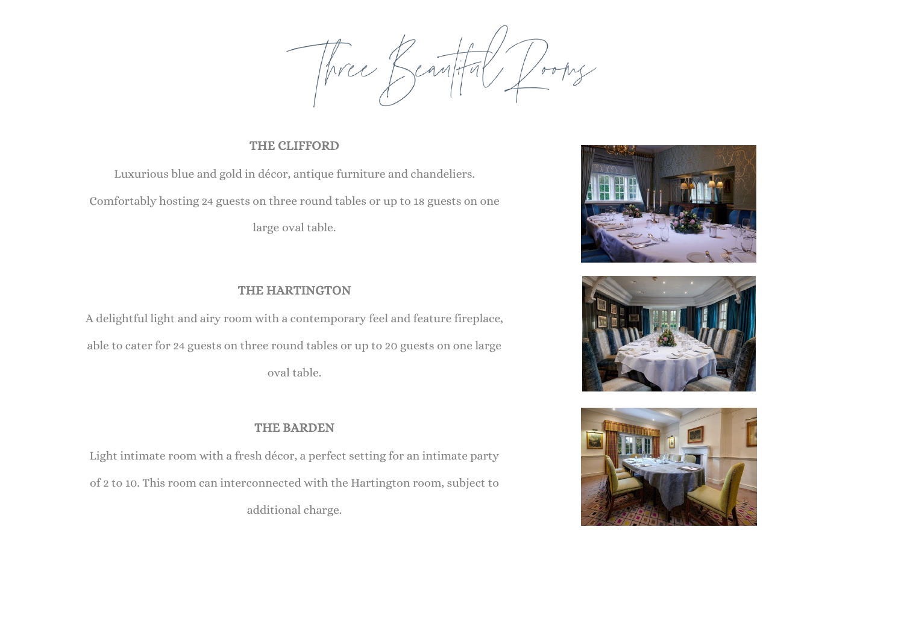# Three Beautiful Rooms

## THE CLIFFORD

Luxurious blue and gold in décor, antique furniture and chandeliers. Comfortably hosting 24 guests on three round tables or up to 18 guests on one large oval table.

## THE HARTINGTON

A delightful light and airy room with a contemporary feel and feature fireplace, able to cater for 24 guests on three round tables or up to 20 guests on one large oval table.

## THE BARDEN

Light intimate room with a fresh décor, a perfect setting for an intimate party of 2 to 10. This room can interconnected with the Hartington room, subject to additional charge.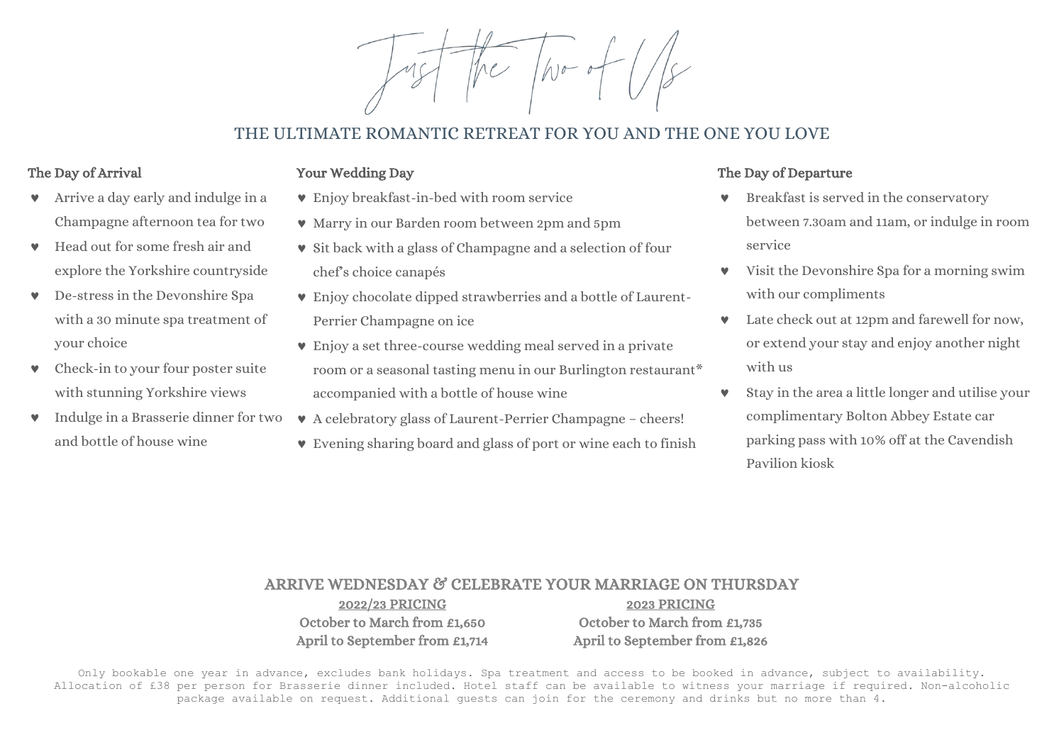# Just the Two of Us

## THE ULTIMATE ROMANTIC RETREAT FOR YOU AND THE ONE YOU LOVE

### The Day of Arrival

- ♥ Arrive a day early and indulge in a Champagne afternoon tea for two
- ♥ Head out for some fresh air and explore the Yorkshire countryside
- ♥ De-stress in the Devonshire Spa with a 30 minute spa treatment of your choice
- ♥ Check-in to your four poster suite with stunning Yorkshire views
- ♥ Indulge in a Brasserie dinner for two and bottle of house wine

### Your Wedding Day

- ♥ Enjoy breakfast-in-bed with room service
- ♥ Marry in our Barden room between 2pm and 5pm
- ♥ Sit back with a glass of Champagne and a selection of four chef's choice canapés
- ♥ Enjoy chocolate dipped strawberries and a bottle of Laurent-Perrier Champagne on ice
- ♥ Enjoy a set three-course wedding meal served in a private room or a seasonal tasting menu in our Burlington restaurant* accompanied with a bottle of house wine
- ♥ A celebratory glass of Laurent-Perrier Champagne – cheers!
- ♥ Evening sharing board and glass of port or wine each to finish

### The Day of Departure

- ♥ Breakfast is served in the conservatory between 7.30am and 11am, or indulge in room service
- ♥ Visit the Devonshire Spa for a morning swim with our compliments
- ♥ Late check out at 12pm and farewell for now, or extend your stay and enjoy another night with us
- ♥ Stay in the area a little longer and utilise your complimentary Bolton Abbey Estate car parking pass with 10% off at the Cavendish Pavilion kiosk

## ARRIVE WEDNESDAY & CELEBRATE YOUR MARRIAGE ON THURSDAY

| 2022/23 PRICING | 2023 PRICING |
|---|---|
| October to March from £1,650 | October to March from £1,735 |
| April to September from £1,714 | April to September from £1,826 |

Only bookable one year in advance, excludes bank holidays. Spa treatment and access to be booked in advance, subject to availability. Allocation of £38 per person for Brasserie dinner included. Hotel staff can be available to witness your marriage if required. Non-alcoholic package available on request. Additional guests can join for the ceremony and drinks but no more than 4.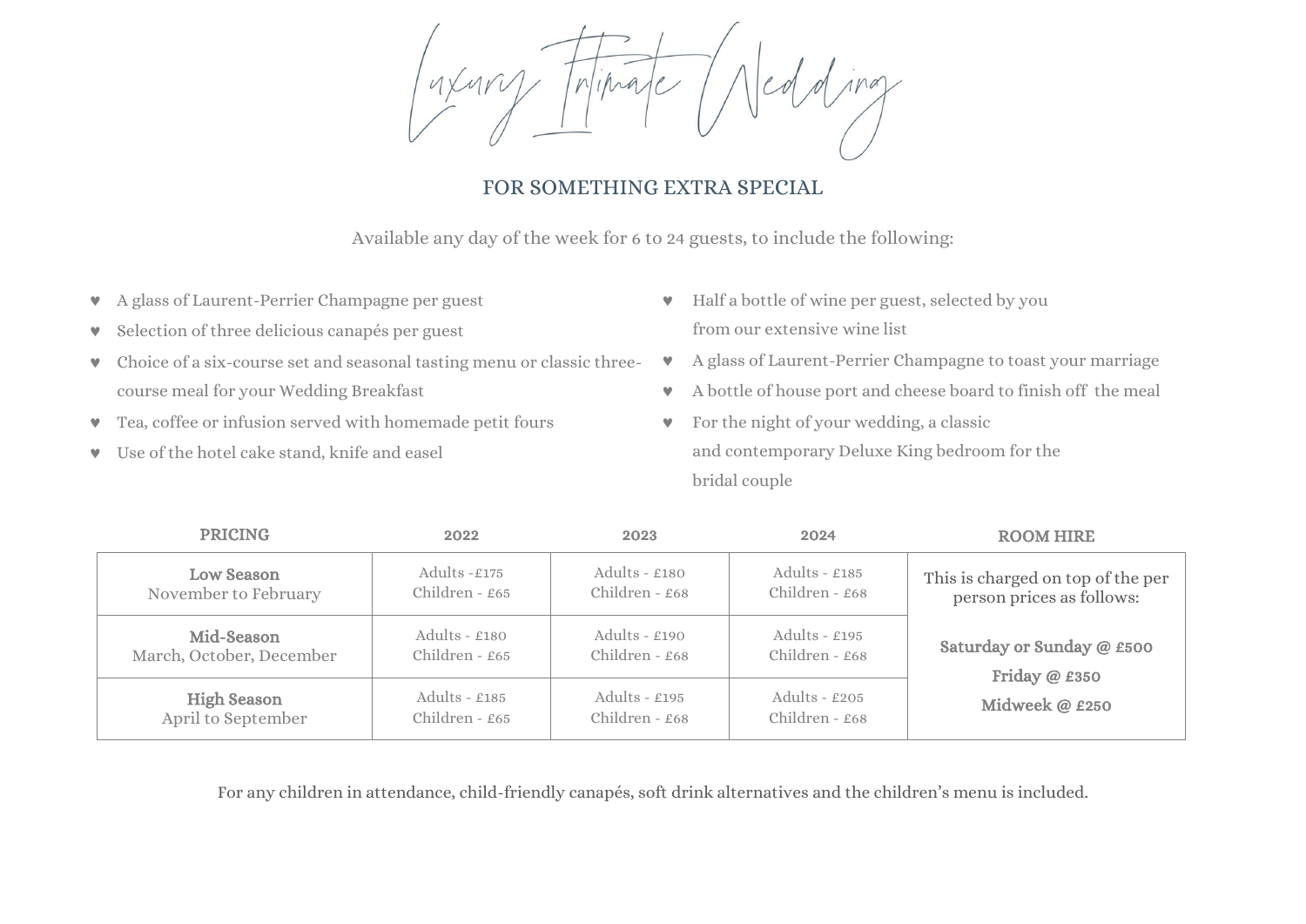# Luxury Intimate Wedding

## FOR SOMETHING EXTRA SPECIAL

Available any day of the week for 6 to 24 guests, to include the following:

- ♥ A glass of Laurent-Perrier Champagne per guest
- ♥ Selection of three delicious canapés per guest
- ♥ Choice of a six-course set and seasonal tasting menu or classic three-course meal for your Wedding Breakfast
- ♥ Tea, coffee or infusion served with homemade petit fours
- ♥ Use of the hotel cake stand, knife and easel
- ♥ Half a bottle of wine per guest, selected by you from our extensive wine list
- ♥ A glass of Laurent-Perrier Champagne to toast your marriage
- ♥ A bottle of house port and cheese board to finish off the meal
- ♥ For the night of your wedding, a classic and contemporary Deluxe King bedroom for the bridal couple

| PRICING | 2022 | 2023 | 2024 | ROOM HIRE |
|---|---|---|---|---|
| **Low Season** November to February | Adults -£175 Children - £65 | Adults - £180 Children - £68 | Adults - £185 Children - £68 | This is charged on top of the per person prices as follows: |
| **Mid-Season** March, October, December | Adults - £180 Children - £65 | Adults - £190 Children - £68 | Adults - £195 Children - £68 | **Saturday or Sunday @ £500** **Friday @ £350** |
| **High Season** April to September | Adults - £185 Children - £65 | Adults - £195 Children - £68 | Adults - £205 Children - £68 | **Midweek @ £250** |

For any children in attendance, child-friendly canapés, soft drink alternatives and the children's menu is included.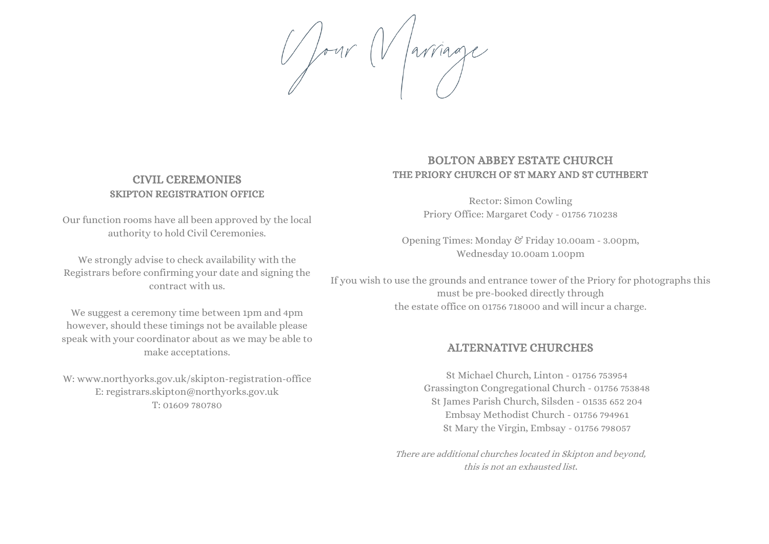# Your Marriage

## CIVIL CEREMONIES
### SKIPTON REGISTRATION OFFICE

Our function rooms have all been approved by the local authority to hold Civil Ceremonies.

We strongly advise to check availability with the Registrars before confirming your date and signing the contract with us.

We suggest a ceremony time between 1pm and 4pm however, should these timings not be available please speak with your coordinator about as we may be able to make acceptations.

W: www.northyorks.gov.uk/skipton-registration-office
E: registrars.skipton@northyorks.gov.uk
T: 01609 780780

## BOLTON ABBEY ESTATE CHURCH
### THE PRIORY CHURCH OF ST MARY AND ST CUTHBERT

Rector: Simon Cowling
Priory Office: Margaret Cody - 01756 710238

Opening Times: Monday & Friday 10.00am - 3.00pm,
Wednesday 10.00am 1.00pm

If you wish to use the grounds and entrance tower of the Priory for photographs this must be pre-booked directly through the estate office on 01756 718000 and will incur a charge.

## ALTERNATIVE CHURCHES

St Michael Church, Linton - 01756 753954
Grassington Congregational Church - 01756 753848
St James Parish Church, Silsden - 01535 652 204
Embsay Methodist Church - 01756 794961
St Mary the Virgin, Embsay - 01756 798057

*There are additional churches located in Skipton and beyond, this is not an exhausted list.*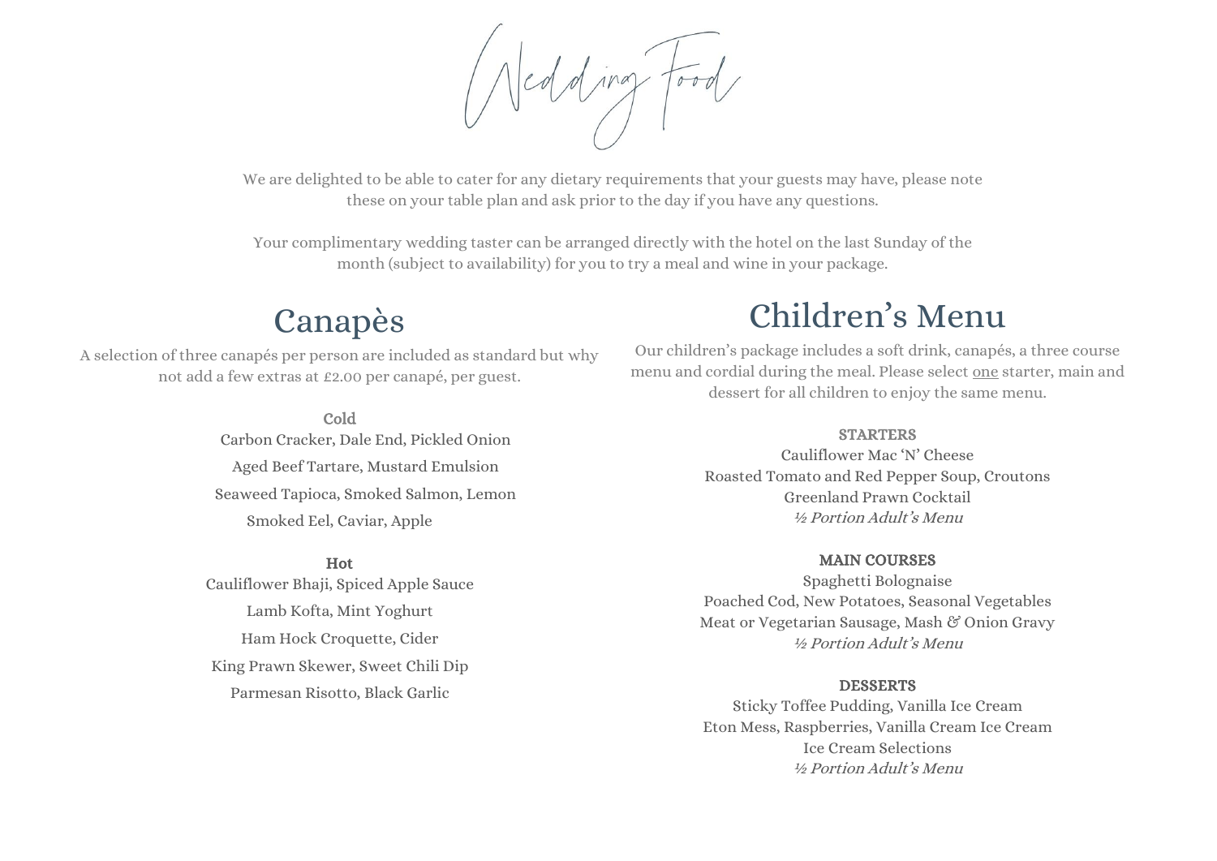# Wedding Food

We are delighted to be able to cater for any dietary requirements that your guests may have, please note these on your table plan and ask prior to the day if you have any questions.

Your complimentary wedding taster can be arranged directly with the hotel on the last Sunday of the month (subject to availability) for you to try a meal and wine in your package.

## Canapès

A selection of three canapés per person are included as standard but why not add a few extras at £2.00 per canapé, per guest.

**Cold**

Carbon Cracker, Dale End, Pickled Onion

Aged Beef Tartare, Mustard Emulsion

Seaweed Tapioca, Smoked Salmon, Lemon

Smoked Eel, Caviar, Apple

**Hot**

Cauliflower Bhaji, Spiced Apple Sauce

Lamb Kofta, Mint Yoghurt

Ham Hock Croquette, Cider

King Prawn Skewer, Sweet Chili Dip

Parmesan Risotto, Black Garlic

## Children's Menu

Our children's package includes a soft drink, canapés, a three course menu and cordial during the meal. Please select one starter, main and dessert for all children to enjoy the same menu.

**STARTERS**

Cauliflower Mac 'N' Cheese

Roasted Tomato and Red Pepper Soup, Croutons

Greenland Prawn Cocktail

*½ Portion Adult's Menu*

**MAIN COURSES**

Spaghetti Bolognaise

Poached Cod, New Potatoes, Seasonal Vegetables

Meat or Vegetarian Sausage, Mash & Onion Gravy

*½ Portion Adult's Menu*

**DESSERTS**

Sticky Toffee Pudding, Vanilla Ice Cream

Eton Mess, Raspberries, Vanilla Cream Ice Cream

Ice Cream Selections

*½ Portion Adult's Menu*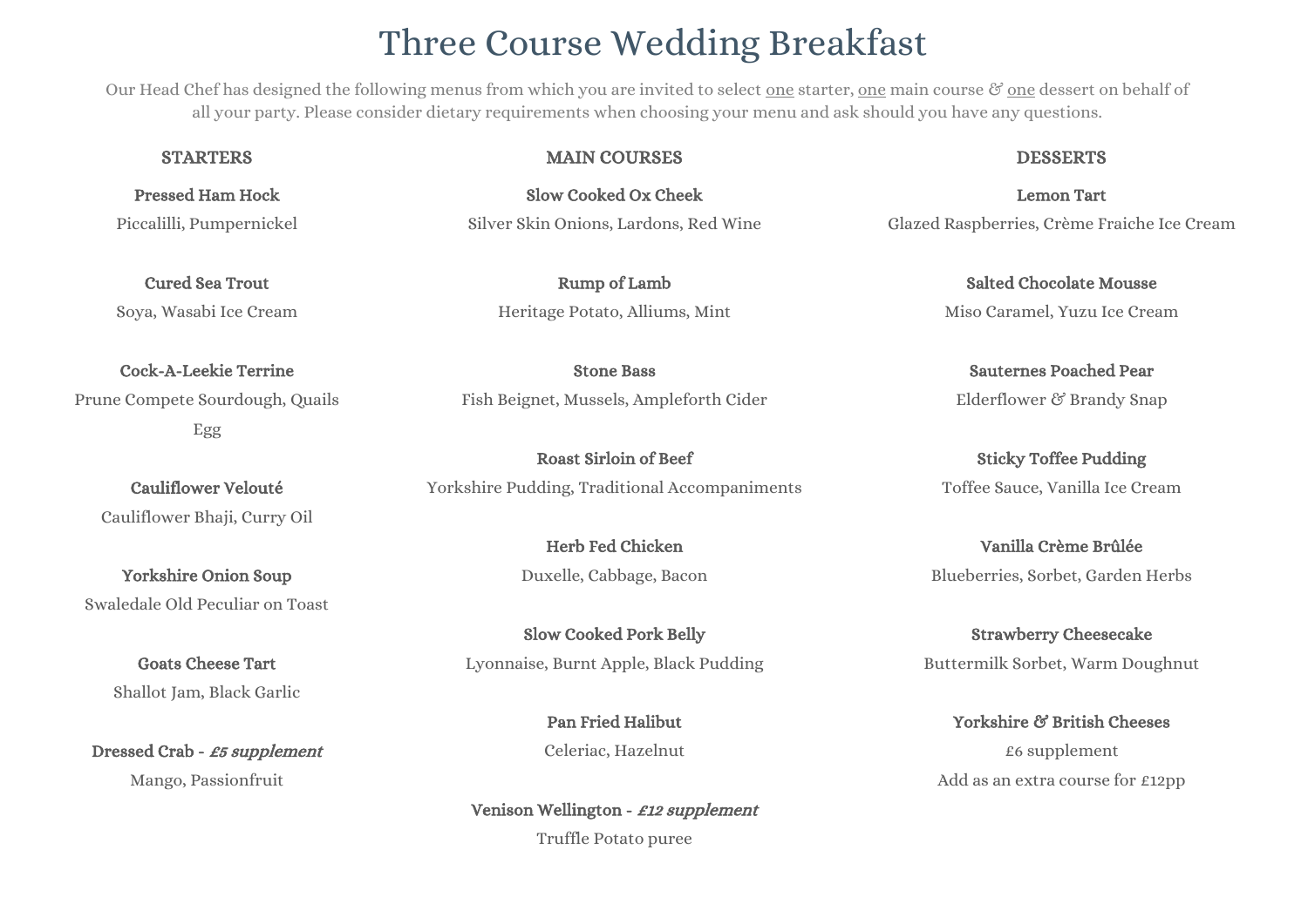# Three Course Wedding Breakfast

Our Head Chef has designed the following menus from which you are invited to select one starter, one main course & one dessert on behalf of all your party. Please consider dietary requirements when choosing your menu and ask should you have any questions.

## STARTERS

**Pressed Ham Hock**
Piccalilli, Pumpernickel

**Cured Sea Trout**
Soya, Wasabi Ice Cream

**Cock-A-Leekie Terrine**
Prune Compete Sourdough, Quails Egg

**Cauliflower Velouté**
Cauliflower Bhaji, Curry Oil

**Yorkshire Onion Soup**
Swaledale Old Peculiar on Toast

**Goats Cheese Tart**
Shallot Jam, Black Garlic

**Dressed Crab - *£5 supplement***
Mango, Passionfruit

## MAIN COURSES

**Slow Cooked Ox Cheek**
Silver Skin Onions, Lardons, Red Wine

**Rump of Lamb**
Heritage Potato, Alliums, Mint

**Stone Bass**
Fish Beignet, Mussels, Ampleforth Cider

**Roast Sirloin of Beef**
Yorkshire Pudding, Traditional Accompaniments

**Herb Fed Chicken**
Duxelle, Cabbage, Bacon

**Slow Cooked Pork Belly**
Lyonnaise, Burnt Apple, Black Pudding

**Pan Fried Halibut**
Celeriac, Hazelnut

**Venison Wellington - *£12 supplement***
Truffle Potato puree

## DESSERTS

**Lemon Tart**
Glazed Raspberries, Crème Fraiche Ice Cream

**Salted Chocolate Mousse**
Miso Caramel, Yuzu Ice Cream

**Sauternes Poached Pear**
Elderflower & Brandy Snap

**Sticky Toffee Pudding**
Toffee Sauce, Vanilla Ice Cream

**Vanilla Crème Brûlée**
Blueberries, Sorbet, Garden Herbs

**Strawberry Cheesecake**
Buttermilk Sorbet, Warm Doughnut

**Yorkshire & British Cheeses**
£6 supplement
Add as an extra course for £12pp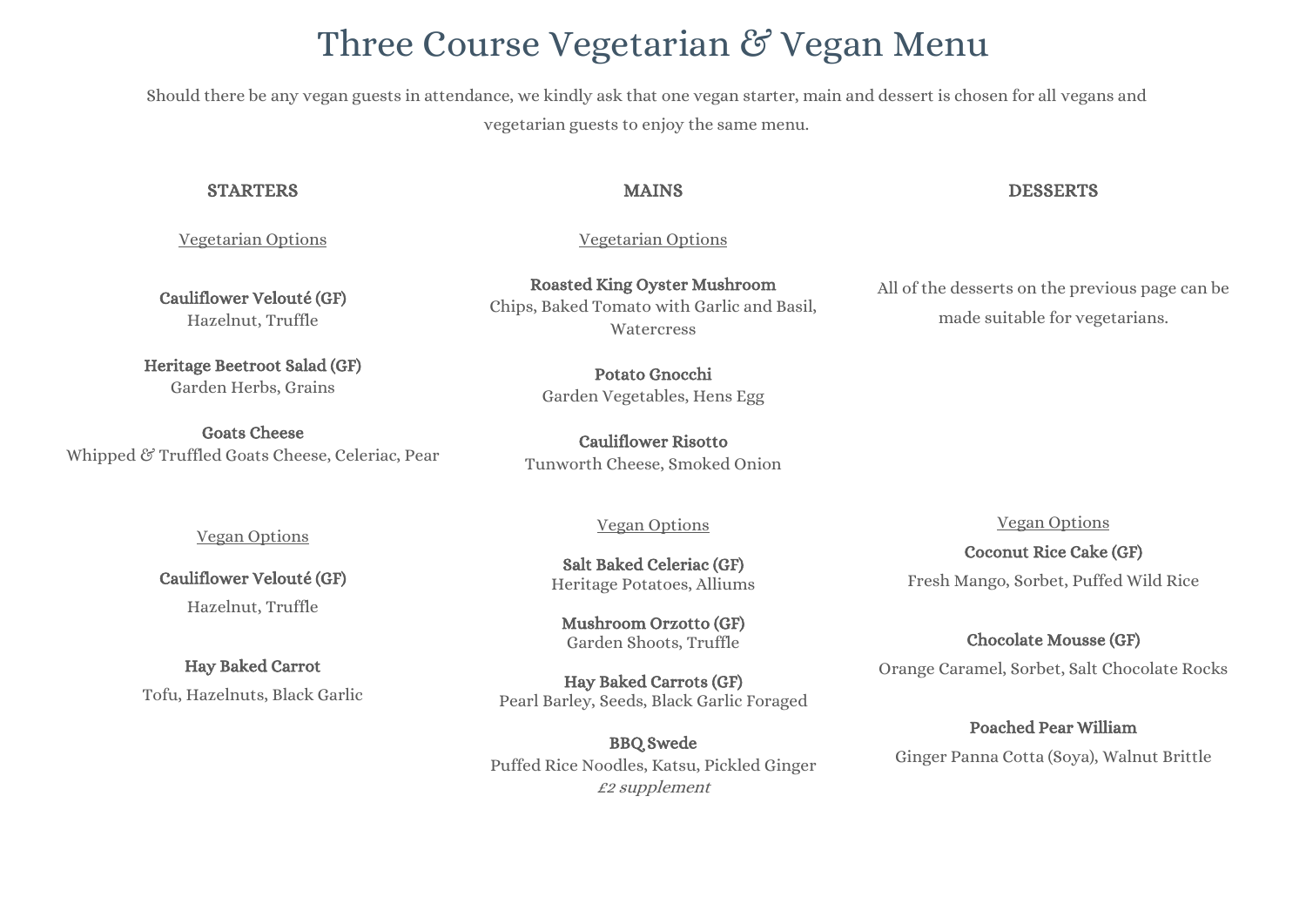# Three Course Vegetarian & Vegan Menu

Should there be any vegan guests in attendance, we kindly ask that one vegan starter, main and dessert is chosen for all vegans and vegetarian guests to enjoy the same menu.

## STARTERS

### Vegetarian Options

**Cauliflower Velouté (GF)**
Hazelnut, Truffle

**Heritage Beetroot Salad (GF)**
Garden Herbs, Grains

**Goats Cheese**
Whipped & Truffled Goats Cheese, Celeriac, Pear

### Vegan Options

**Cauliflower Velouté (GF)**
Hazelnut, Truffle

**Hay Baked Carrot**
Tofu, Hazelnuts, Black Garlic

## MAINS

### Vegetarian Options

**Roasted King Oyster Mushroom**
Chips, Baked Tomato with Garlic and Basil, Watercress

**Potato Gnocchi**
Garden Vegetables, Hens Egg

**Cauliflower Risotto**
Tunworth Cheese, Smoked Onion

### Vegan Options

**Salt Baked Celeriac (GF)**
Heritage Potatoes, Alliums

**Mushroom Orzotto (GF)**
Garden Shoots, Truffle

**Hay Baked Carrots (GF)**
Pearl Barley, Seeds, Black Garlic Foraged

**BBQ Swede**
Puffed Rice Noodles, Katsu, Pickled Ginger
*£2 supplement*

## DESSERTS

All of the desserts on the previous page can be made suitable for vegetarians.

### Vegan Options

**Coconut Rice Cake (GF)**
Fresh Mango, Sorbet, Puffed Wild Rice

**Chocolate Mousse (GF)**
Orange Caramel, Sorbet, Salt Chocolate Rocks

**Poached Pear William**
Ginger Panna Cotta (Soya), Walnut Brittle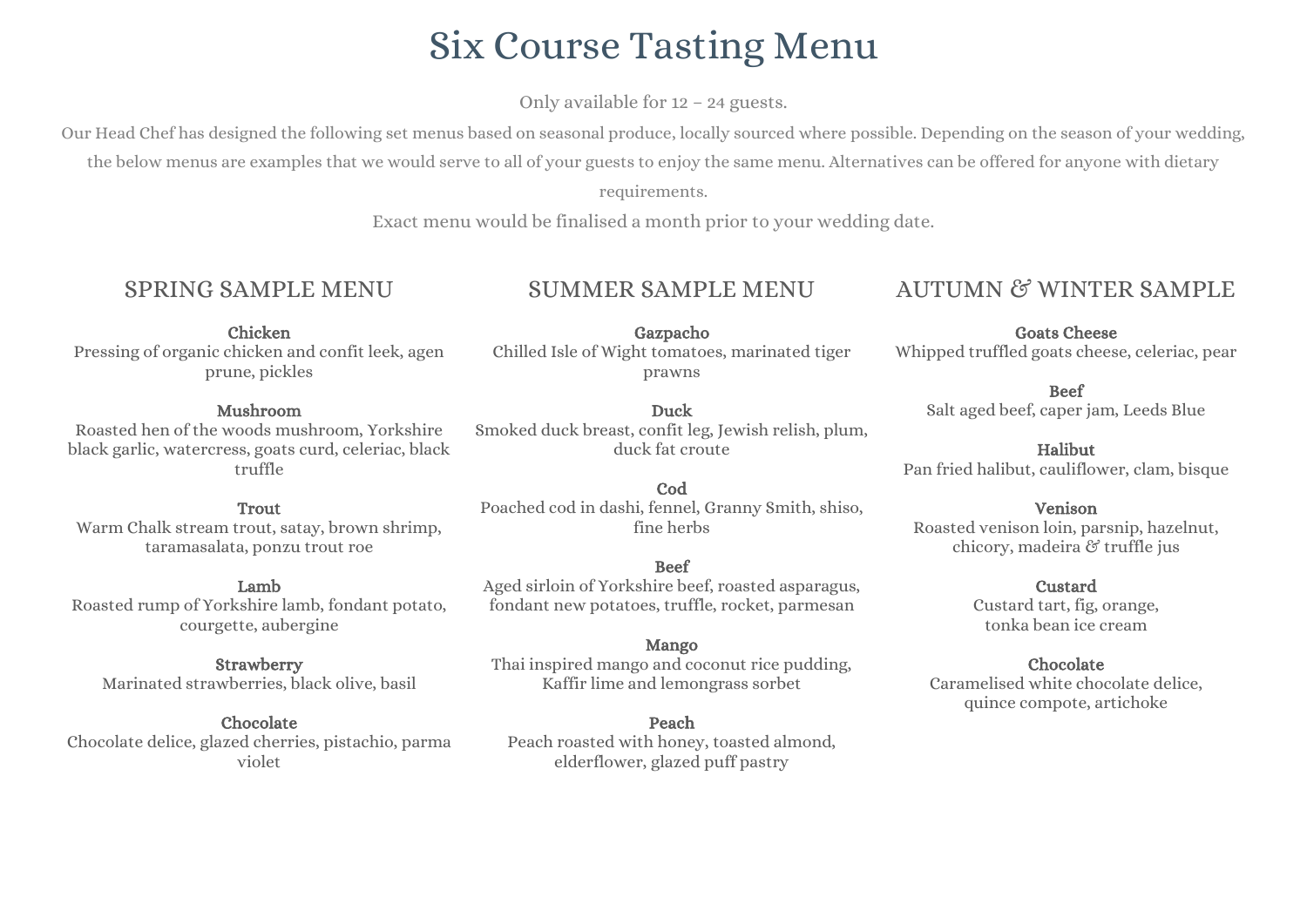# Six Course Tasting Menu

Only available for 12 – 24 guests.

Our Head Chef has designed the following set menus based on seasonal produce, locally sourced where possible. Depending on the season of your wedding, the below menus are examples that we would serve to all of your guests to enjoy the same menu. Alternatives can be offered for anyone with dietary requirements.

Exact menu would be finalised a month prior to your wedding date.

## SPRING SAMPLE MENU

**Chicken**
Pressing of organic chicken and confit leek, agen prune, pickles

**Mushroom**
Roasted hen of the woods mushroom, Yorkshire black garlic, watercress, goats curd, celeriac, black truffle

**Trout**
Warm Chalk stream trout, satay, brown shrimp, taramasalata, ponzu trout roe

**Lamb**
Roasted rump of Yorkshire lamb, fondant potato, courgette, aubergine

**Strawberry**
Marinated strawberries, black olive, basil

**Chocolate**
Chocolate delice, glazed cherries, pistachio, parma violet

## SUMMER SAMPLE MENU

**Gazpacho**
Chilled Isle of Wight tomatoes, marinated tiger prawns

**Duck**
Smoked duck breast, confit leg, Jewish relish, plum, duck fat croute

**Cod**
Poached cod in dashi, fennel, Granny Smith, shiso, fine herbs

**Beef**
Aged sirloin of Yorkshire beef, roasted asparagus, fondant new potatoes, truffle, rocket, parmesan

**Mango**
Thai inspired mango and coconut rice pudding, Kaffir lime and lemongrass sorbet

**Peach**
Peach roasted with honey, toasted almond, elderflower, glazed puff pastry

## AUTUMN & WINTER SAMPLE

**Goats Cheese**
Whipped truffled goats cheese, celeriac, pear

**Beef**
Salt aged beef, caper jam, Leeds Blue

**Halibut**
Pan fried halibut, cauliflower, clam, bisque

**Venison**
Roasted venison loin, parsnip, hazelnut, chicory, madeira & truffle jus

**Custard**
Custard tart, fig, orange, tonka bean ice cream

**Chocolate**
Caramelised white chocolate delice, quince compote, artichoke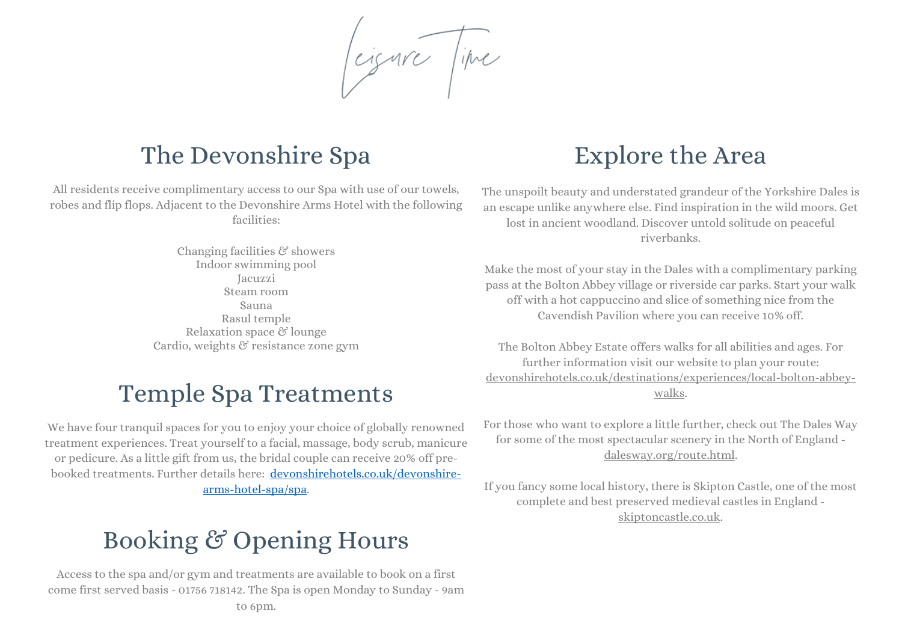# Leisure Time

## The Devonshire Spa

All residents receive complimentary access to our Spa with use of our towels, robes and flip flops. Adjacent to the Devonshire Arms Hotel with the following facilities:

Changing facilities & showers
Indoor swimming pool
Jacuzzi
Steam room
Sauna
Rasul temple
Relaxation space & lounge
Cardio, weights & resistance zone gym

## Temple Spa Treatments

We have four tranquil spaces for you to enjoy your choice of globally renowned treatment experiences. Treat yourself to a facial, massage, body scrub, manicure or pedicure. As a little gift from us, the bridal couple can receive 20% off pre-booked treatments. Further details here: devonshirehotels.co.uk/devonshire-arms-hotel-spa/spa.

## Booking & Opening Hours

Access to the spa and/or gym and treatments are available to book on a first come first served basis - 01756 718142. The Spa is open Monday to Sunday - 9am to 6pm.

## Explore the Area

The unspoilt beauty and understated grandeur of the Yorkshire Dales is an escape unlike anywhere else. Find inspiration in the wild moors. Get lost in ancient woodland. Discover untold solitude on peaceful riverbanks.

Make the most of your stay in the Dales with a complimentary parking pass at the Bolton Abbey village or riverside car parks. Start your walk off with a hot cappuccino and slice of something nice from the Cavendish Pavilion where you can receive 10% off.

The Bolton Abbey Estate offers walks for all abilities and ages. For further information visit our website to plan your route: devonshirehotels.co.uk/destinations/experiences/local-bolton-abbey-walks.

For those who want to explore a little further, check out The Dales Way for some of the most spectacular scenery in the North of England - dalesway.org/route.html.

If you fancy some local history, there is Skipton Castle, one of the most complete and best preserved medieval castles in England - skiptoncastle.co.uk.